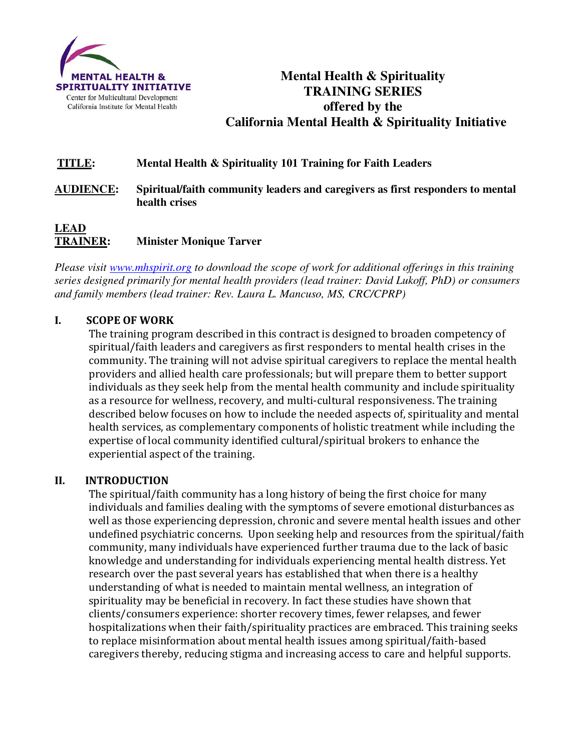MENTAL HEALTH & SPIRITUALITY INITIATIVE
Center for Multicultural Development
California Institute for Mental Health

# Mental Health & Spirituality TRAINING SERIES offered by the California Mental Health & Spirituality Initiative

**TITLE:** **Mental Health & Spirituality 101 Training for Faith Leaders**

**AUDIENCE:** **Spiritual/faith community leaders and caregivers as first responders to mental health crises**

**LEAD TRAINER:** **Minister Monique Tarver**

*Please visit www.mhspirit.org to download the scope of work for additional offerings in this training series designed primarily for mental health providers (lead trainer: David Lukoff, PhD) or consumers and family members (lead trainer: Rev. Laura L. Mancuso, MS, CRC/CPRP)*

## I. SCOPE OF WORK

The training program described in this contract is designed to broaden competency of spiritual/faith leaders and caregivers as first responders to mental health crises in the community. The training will not advise spiritual caregivers to replace the mental health providers and allied health care professionals; but will prepare them to better support individuals as they seek help from the mental health community and include spirituality as a resource for wellness, recovery, and multi-cultural responsiveness. The training described below focuses on how to include the needed aspects of, spirituality and mental health services, as complementary components of holistic treatment while including the expertise of local community identified cultural/spiritual brokers to enhance the experiential aspect of the training.

## II. INTRODUCTION

The spiritual/faith community has a long history of being the first choice for many individuals and families dealing with the symptoms of severe emotional disturbances as well as those experiencing depression, chronic and severe mental health issues and other undefined psychiatric concerns. Upon seeking help and resources from the spiritual/faith community, many individuals have experienced further trauma due to the lack of basic knowledge and understanding for individuals experiencing mental health distress. Yet research over the past several years has established that when there is a healthy understanding of what is needed to maintain mental wellness, an integration of spirituality may be beneficial in recovery. In fact these studies have shown that clients/consumers experience: shorter recovery times, fewer relapses, and fewer hospitalizations when their faith/spirituality practices are embraced. This training seeks to replace misinformation about mental health issues among spiritual/faith-based caregivers thereby, reducing stigma and increasing access to care and helpful supports.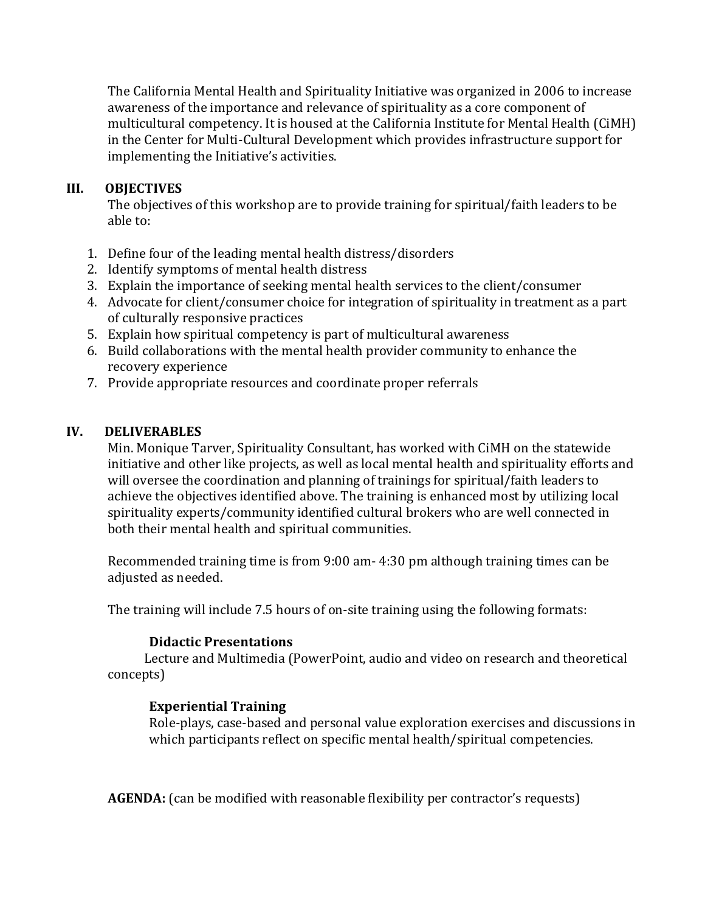The California Mental Health and Spirituality Initiative was organized in 2006 to increase awareness of the importance and relevance of spirituality as a core component of multicultural competency. It is housed at the California Institute for Mental Health (CiMH) in the Center for Multi-Cultural Development which provides infrastructure support for implementing the Initiative's activities.

## III. OBJECTIVES

The objectives of this workshop are to provide training for spiritual/faith leaders to be able to:

1. Define four of the leading mental health distress/disorders
2. Identify symptoms of mental health distress
3. Explain the importance of seeking mental health services to the client/consumer
4. Advocate for client/consumer choice for integration of spirituality in treatment as a part of culturally responsive practices
5. Explain how spiritual competency is part of multicultural awareness
6. Build collaborations with the mental health provider community to enhance the recovery experience
7. Provide appropriate resources and coordinate proper referrals

## IV. DELIVERABLES

Min. Monique Tarver, Spirituality Consultant, has worked with CiMH on the statewide initiative and other like projects, as well as local mental health and spirituality efforts and will oversee the coordination and planning of trainings for spiritual/faith leaders to achieve the objectives identified above. The training is enhanced most by utilizing local spirituality experts/community identified cultural brokers who are well connected in both their mental health and spiritual communities.

Recommended training time is from 9:00 am- 4:30 pm although training times can be adjusted as needed.

The training will include 7.5 hours of on-site training using the following formats:

**Didactic Presentations**

Lecture and Multimedia (PowerPoint, audio and video on research and theoretical concepts)

**Experiential Training**

Role-plays, case-based and personal value exploration exercises and discussions in which participants reflect on specific mental health/spiritual competencies.

**AGENDA:** (can be modified with reasonable flexibility per contractor's requests)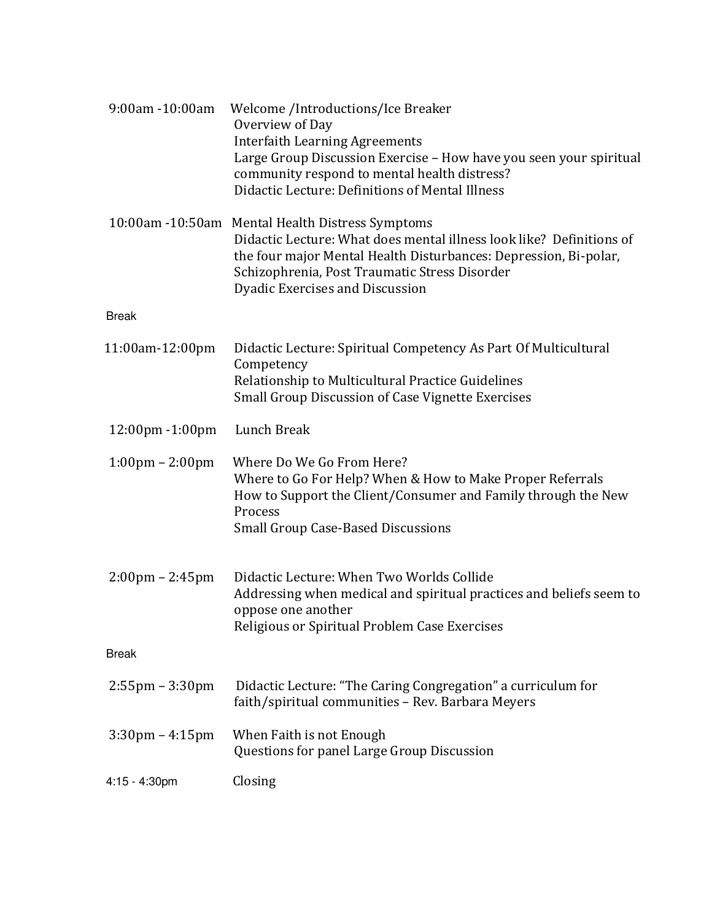| | |
|---|---|
| 9:00am -10:00am | Welcome /Introductions/Ice Breaker<br>Overview of Day<br>Interfaith Learning Agreements<br>Large Group Discussion Exercise – How have you seen your spiritual community respond to mental health distress?<br>Didactic Lecture: Definitions of Mental Illness |
| 10:00am -10:50am | Mental Health Distress Symptoms<br>Didactic Lecture: What does mental illness look like? Definitions of the four major Mental Health Disturbances: Depression, Bi-polar, Schizophrenia, Post Traumatic Stress Disorder<br>Dyadic Exercises and Discussion |
| Break | |
| 11:00am-12:00pm | Didactic Lecture: Spiritual Competency As Part Of Multicultural Competency<br>Relationship to Multicultural Practice Guidelines<br>Small Group Discussion of Case Vignette Exercises |
| 12:00pm -1:00pm | Lunch Break |
| 1:00pm – 2:00pm | Where Do We Go From Here?<br>Where to Go For Help? When & How to Make Proper Referrals<br>How to Support the Client/Consumer and Family through the New Process<br>Small Group Case-Based Discussions |
| 2:00pm – 2:45pm | Didactic Lecture: When Two Worlds Collide<br>Addressing when medical and spiritual practices and beliefs seem to oppose one another<br>Religious or Spiritual Problem Case Exercises |
| Break | |
| 2:55pm – 3:30pm | Didactic Lecture: "The Caring Congregation" a curriculum for faith/spiritual communities – Rev. Barbara Meyers |
| 3:30pm – 4:15pm | When Faith is not Enough<br>Questions for panel Large Group Discussion |
| 4:15 - 4:30pm | Closing |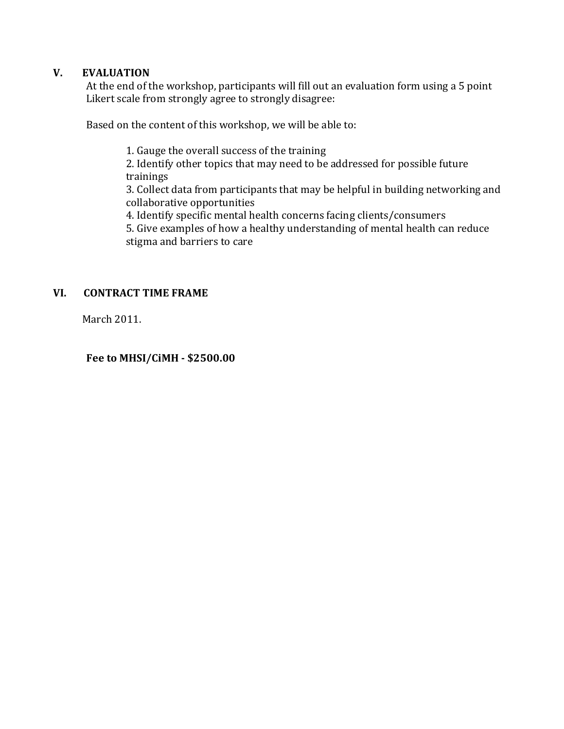## V. EVALUATION

At the end of the workshop, participants will fill out an evaluation form using a 5 point Likert scale from strongly agree to strongly disagree:

Based on the content of this workshop, we will be able to:

1. Gauge the overall success of the training
2. Identify other topics that may need to be addressed for possible future trainings
3. Collect data from participants that may be helpful in building networking and collaborative opportunities
4. Identify specific mental health concerns facing clients/consumers
5. Give examples of how a healthy understanding of mental health can reduce stigma and barriers to care

## VI. CONTRACT TIME FRAME

March 2011.

**Fee to MHSI/CiMH - $2500.00**